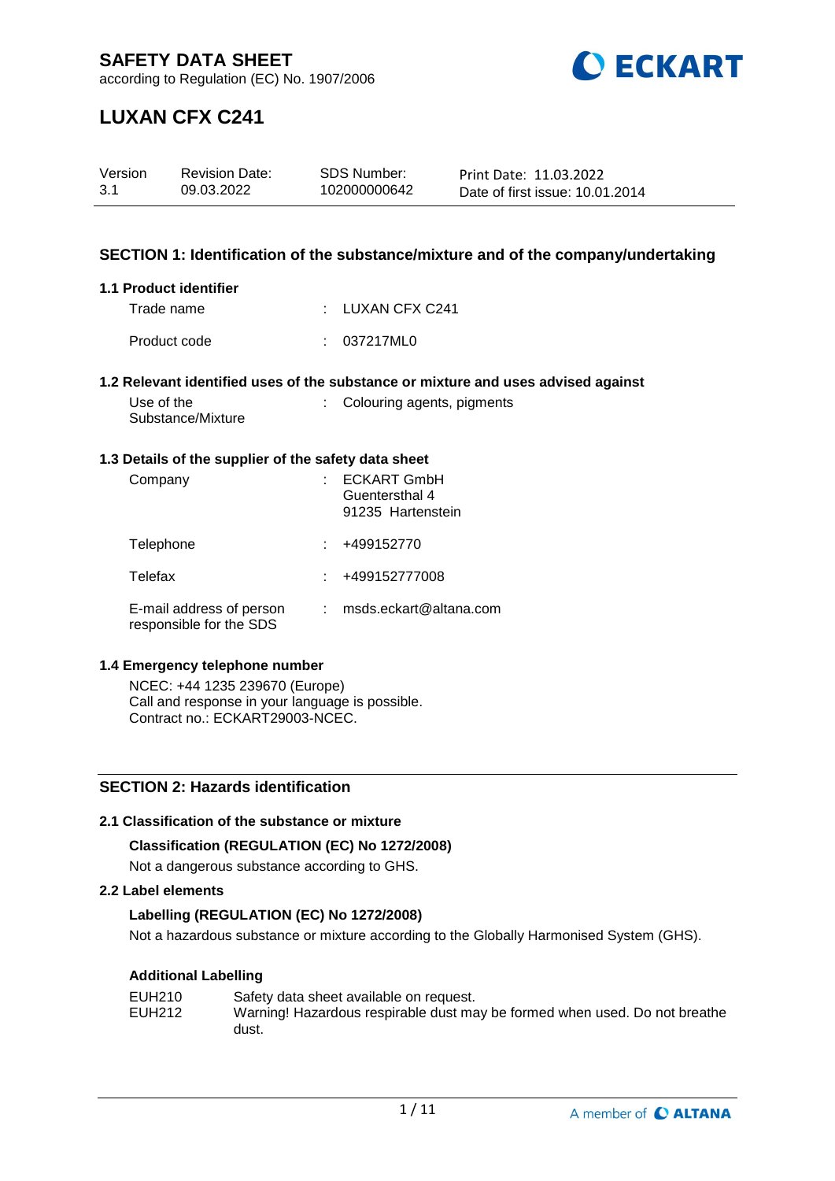# SAFETY DATA SHEET

according to Regulation (EC) No. 1907/2006

# LUXAN CFX C241

| Version | Revision Date: | SDS Number: | Print Date: 11.03.2022 |
|---|---|---|---|
| 3.1 | 09.03.2022 | 102000000642 | Date of first issue: 10.01.2014 |

## SECTION 1: Identification of the substance/mixture and of the company/undertaking

### 1.1 Product identifier

| | | |
|---|---|---|
| Trade name | : | LUXAN CFX C241 |
| Product code | : | 037217ML0 |

### 1.2 Relevant identified uses of the substance or mixture and uses advised against

| | | |
|---|---|---|
| Use of the Substance/Mixture | : | Colouring agents, pigments |

### 1.3 Details of the supplier of the safety data sheet

| | | |
|---|---|---|
| Company | : | ECKART GmbH<br>Guentersthal 4<br>91235 Hartenstein |
| Telephone | : | +499152770 |
| Telefax | : | +499152777008 |
| E-mail address of person responsible for the SDS | : | msds.eckart@altana.com |

### 1.4 Emergency telephone number

NCEC: +44 1235 239670 (Europe)
Call and response in your language is possible.
Contract no.: ECKART29003-NCEC.

## SECTION 2: Hazards identification

### 2.1 Classification of the substance or mixture

**Classification (REGULATION (EC) No 1272/2008)**

Not a dangerous substance according to GHS.

### 2.2 Label elements

**Labelling (REGULATION (EC) No 1272/2008)**

Not a hazardous substance or mixture according to the Globally Harmonised System (GHS).

**Additional Labelling**

| | |
|---|---|
| EUH210 | Safety data sheet available on request. |
| EUH212 | Warning! Hazardous respirable dust may be formed when used. Do not breathe dust. |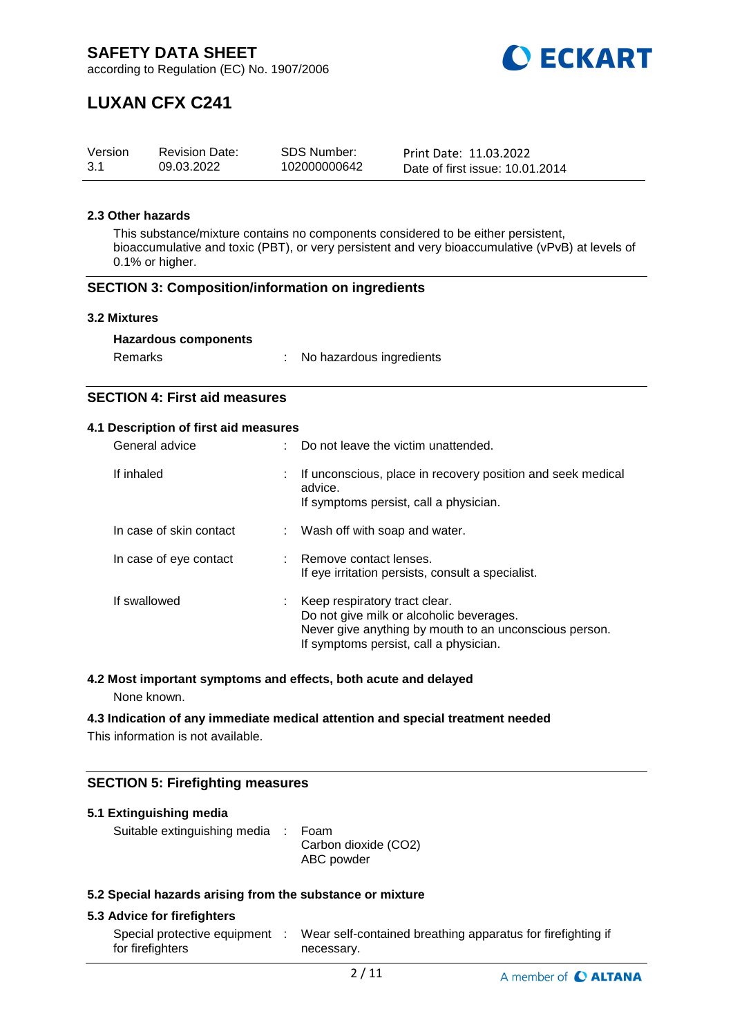### 2.3 Other hazards

This substance/mixture contains no components considered to be either persistent, bioaccumulative and toxic (PBT), or very persistent and very bioaccumulative (vPvB) at levels of 0.1% or higher.

## SECTION 3: Composition/information on ingredients

### 3.2 Mixtures

**Hazardous components**

| | |
|---|---|
| Remarks | : No hazardous ingredients |

## SECTION 4: First aid measures

### 4.1 Description of first aid measures

| | |
|---|---|
| General advice | : Do not leave the victim unattended. |
| If inhaled | : If unconscious, place in recovery position and seek medical advice.<br>If symptoms persist, call a physician. |
| In case of skin contact | : Wash off with soap and water. |
| In case of eye contact | : Remove contact lenses.<br>If eye irritation persists, consult a specialist. |
| If swallowed | : Keep respiratory tract clear.<br>Do not give milk or alcoholic beverages.<br>Never give anything by mouth to an unconscious person.<br>If symptoms persist, call a physician. |

### 4.2 Most important symptoms and effects, both acute and delayed

None known.

### 4.3 Indication of any immediate medical attention and special treatment needed

This information is not available.

## SECTION 5: Firefighting measures

### 5.1 Extinguishing media

| | |
|---|---|
| Suitable extinguishing media | : Foam<br>Carbon dioxide ($CO_2$)<br>ABC powder |

### 5.2 Special hazards arising from the substance or mixture

### 5.3 Advice for firefighters

| | |
|---|---|
| Special protective equipment for firefighters | : Wear self-contained breathing apparatus for firefighting if necessary. |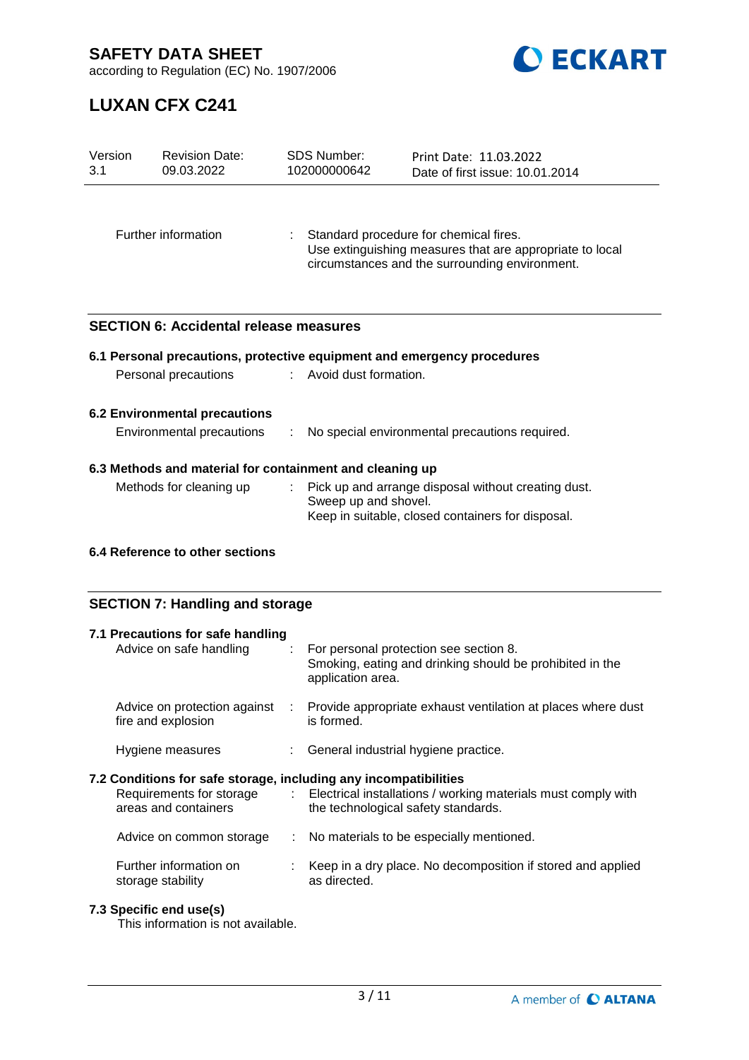Further information : Standard procedure for chemical fires.
Use extinguishing measures that are appropriate to local circumstances and the surrounding environment.

## SECTION 6: Accidental release measures

### 6.1 Personal precautions, protective equipment and emergency procedures

Personal precautions : Avoid dust formation.

### 6.2 Environmental precautions

Environmental precautions : No special environmental precautions required.

### 6.3 Methods and material for containment and cleaning up

Methods for cleaning up : Pick up and arrange disposal without creating dust.
Sweep up and shovel.
Keep in suitable, closed containers for disposal.

### 6.4 Reference to other sections

## SECTION 7: Handling and storage

### 7.1 Precautions for safe handling

Advice on safe handling : For personal protection see section 8.
Smoking, eating and drinking should be prohibited in the application area.

Advice on protection against fire and explosion : Provide appropriate exhaust ventilation at places where dust is formed.

Hygiene measures : General industrial hygiene practice.

### 7.2 Conditions for safe storage, including any incompatibilities

Requirements for storage areas and containers : Electrical installations / working materials must comply with the technological safety standards.

Advice on common storage : No materials to be especially mentioned.

Further information on storage stability : Keep in a dry place. No decomposition if stored and applied as directed.

### 7.3 Specific end use(s)

This information is not available.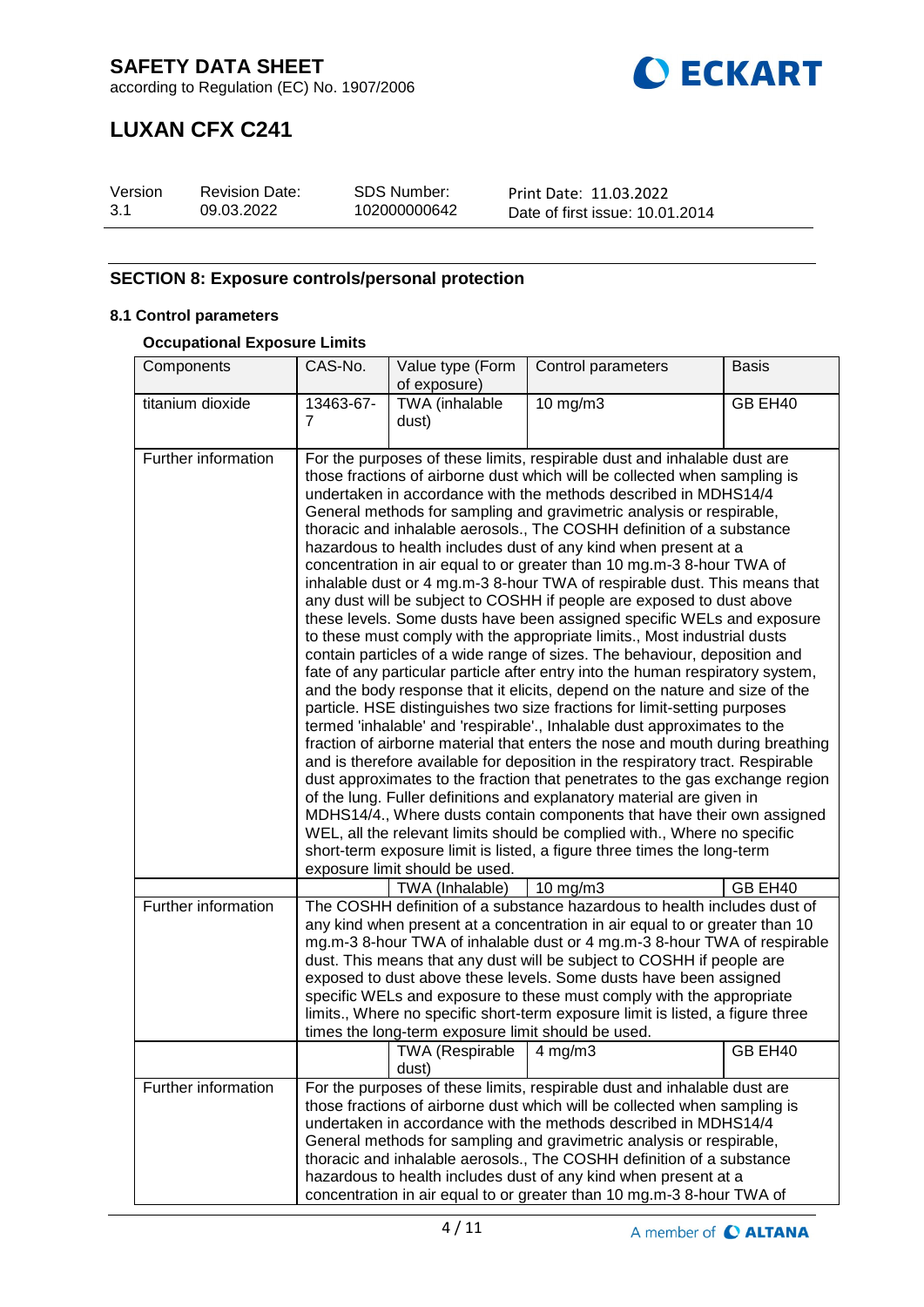## SECTION 8: Exposure controls/personal protection

### 8.1 Control parameters

**Occupational Exposure Limits**

| Components | CAS-No. | Value type (Form of exposure) | Control parameters | Basis |
|---|---|---|---|---|
| titanium dioxide | 13463-67-7 | TWA (inhalable dust) | 10 mg/m3 | GB EH40 |
| Further information | For the purposes of these limits, respirable dust and inhalable dust are those fractions of airborne dust which will be collected when sampling is undertaken in accordance with the methods described in MDHS14/4 General methods for sampling and gravimetric analysis or respirable, thoracic and inhalable aerosols., The COSHH definition of a substance hazardous to health includes dust of any kind when present at a concentration in air equal to or greater than 10 mg.m-3 8-hour TWA of inhalable dust or 4 mg.m-3 8-hour TWA of respirable dust. This means that any dust will be subject to COSHH if people are exposed to dust above these levels. Some dusts have been assigned specific WELs and exposure to these must comply with the appropriate limits., Most industrial dusts contain particles of a wide range of sizes. The behaviour, deposition and fate of any particular particle after entry into the human respiratory system, and the body response that it elicits, depend on the nature and size of the particle. HSE distinguishes two size fractions for limit-setting purposes termed 'inhalable' and 'respirable'., Inhalable dust approximates to the fraction of airborne material that enters the nose and mouth during breathing and is therefore available for deposition in the respiratory tract. Respirable dust approximates to the fraction that penetrates to the gas exchange region of the lung. Fuller definitions and explanatory material are given in MDHS14/4., Where dusts contain components that have their own assigned WEL, all the relevant limits should be complied with., Where no specific short-term exposure limit is listed, a figure three times the long-term exposure limit should be used. | | | |
| | | TWA (Inhalable) | 10 mg/m3 | GB EH40 |
| Further information | The COSHH definition of a substance hazardous to health includes dust of any kind when present at a concentration in air equal to or greater than 10 mg.m-3 8-hour TWA of inhalable dust or 4 mg.m-3 8-hour TWA of respirable dust. This means that any dust will be subject to COSHH if people are exposed to dust above these levels. Some dusts have been assigned specific WELs and exposure to these must comply with the appropriate limits., Where no specific short-term exposure limit is listed, a figure three times the long-term exposure limit should be used. | | | |
| | | TWA (Respirable dust) | 4 mg/m3 | GB EH40 |
| Further information | For the purposes of these limits, respirable dust and inhalable dust are those fractions of airborne dust which will be collected when sampling is undertaken in accordance with the methods described in MDHS14/4 General methods for sampling and gravimetric analysis or respirable, thoracic and inhalable aerosols., The COSHH definition of a substance hazardous to health includes dust of any kind when present at a concentration in air equal to or greater than 10 mg.m-3 8-hour TWA of | | | |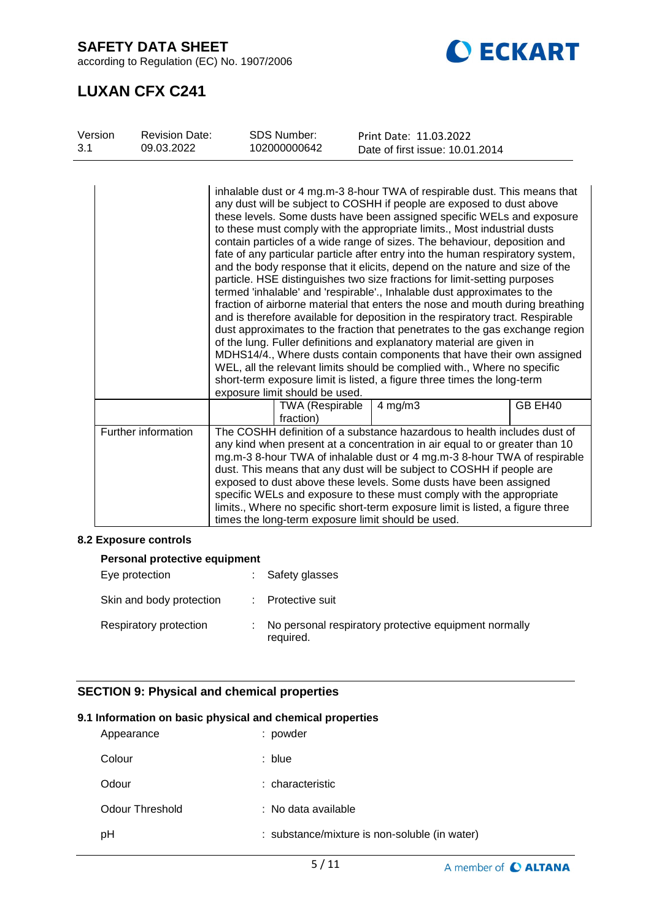| | | | | |
|---|---|---|---|---|
| | inhalable dust or 4 mg.m-3 8-hour TWA of respirable dust. This means that any dust will be subject to COSHH if people are exposed to dust above these levels. Some dusts have been assigned specific WELs and exposure to these must comply with the appropriate limits., Most industrial dusts contain particles of a wide range of sizes. The behaviour, deposition and fate of any particular particle after entry into the human respiratory system, and the body response that it elicits, depend on the nature and size of the particle. HSE distinguishes two size fractions for limit-setting purposes termed 'inhalable' and 'respirable'., Inhalable dust approximates to the fraction of airborne material that enters the nose and mouth during breathing and is therefore available for deposition in the respiratory tract. Respirable dust approximates to the fraction that penetrates to the gas exchange region of the lung. Fuller definitions and explanatory material are given in MDHS14/4., Where dusts contain components that have their own assigned WEL, all the relevant limits should be complied with., Where no specific short-term exposure limit is listed, a figure three times the long-term exposure limit should be used. | | | |
| | | TWA (Respirable fraction) | 4 mg/m3 | GB EH40 |
| Further information | The COSHH definition of a substance hazardous to health includes dust of any kind when present at a concentration in air equal to or greater than 10 mg.m-3 8-hour TWA of inhalable dust or 4 mg.m-3 8-hour TWA of respirable dust. This means that any dust will be subject to COSHH if people are exposed to dust above these levels. Some dusts have been assigned specific WELs and exposure to these must comply with the appropriate limits., Where no specific short-term exposure limit is listed, a figure three times the long-term exposure limit should be used. | | | |

### 8.2 Exposure controls

**Personal protective equipment**

| | |
|---|---|
| Eye protection | : Safety glasses |
| Skin and body protection | : Protective suit |
| Respiratory protection | : No personal respiratory protective equipment normally required. |

## SECTION 9: Physical and chemical properties

### 9.1 Information on basic physical and chemical properties

| | |
|---|---|
| Appearance | : powder |
| Colour | : blue |
| Odour | : characteristic |
| Odour Threshold | : No data available |
| pH | : substance/mixture is non-soluble (in water) |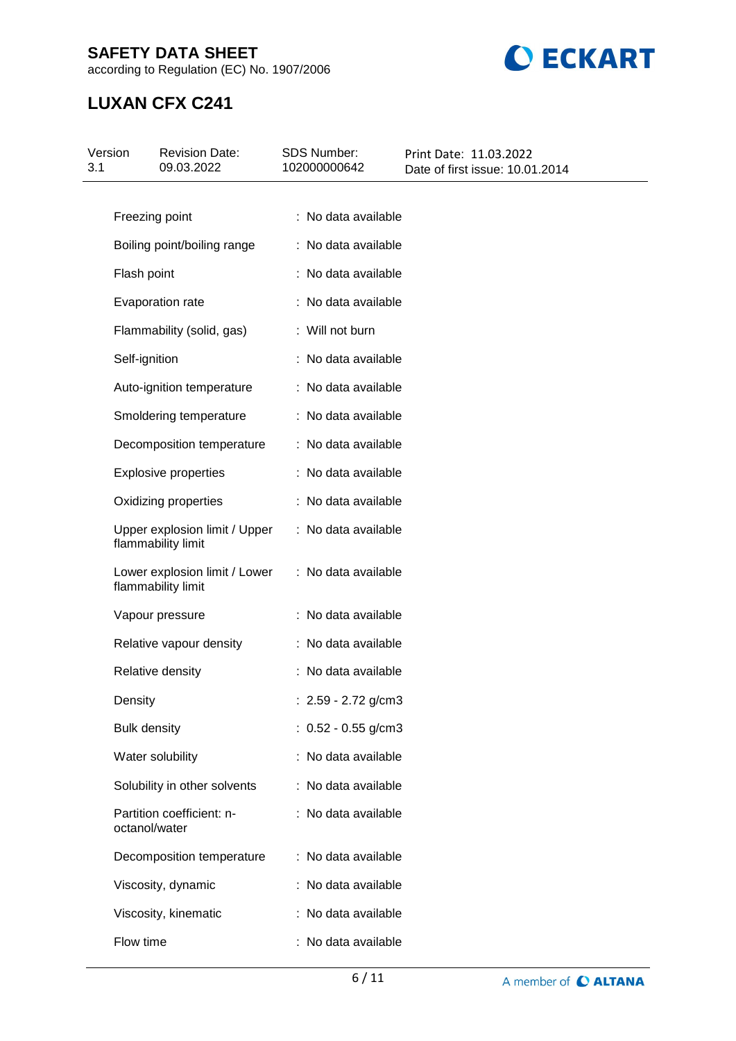| Property | Value |
|---|---|
| Freezing point | : No data available |
| Boiling point/boiling range | : No data available |
| Flash point | : No data available |
| Evaporation rate | : No data available |
| Flammability (solid, gas) | : Will not burn |
| Self-ignition | : No data available |
| Auto-ignition temperature | : No data available |
| Smoldering temperature | : No data available |
| Decomposition temperature | : No data available |
| Explosive properties | : No data available |
| Oxidizing properties | : No data available |
| Upper explosion limit / Upper flammability limit | : No data available |
| Lower explosion limit / Lower flammability limit | : No data available |
| Vapour pressure | : No data available |
| Relative vapour density | : No data available |
| Relative density | : No data available |
| Density | : 2.59 - 2.72 g/cm3 |
| Bulk density | : 0.52 - 0.55 g/cm3 |
| Water solubility | : No data available |
| Solubility in other solvents | : No data available |
| Partition coefficient: n-octanol/water | : No data available |
| Decomposition temperature | : No data available |
| Viscosity, dynamic | : No data available |
| Viscosity, kinematic | : No data available |
| Flow time | : No data available |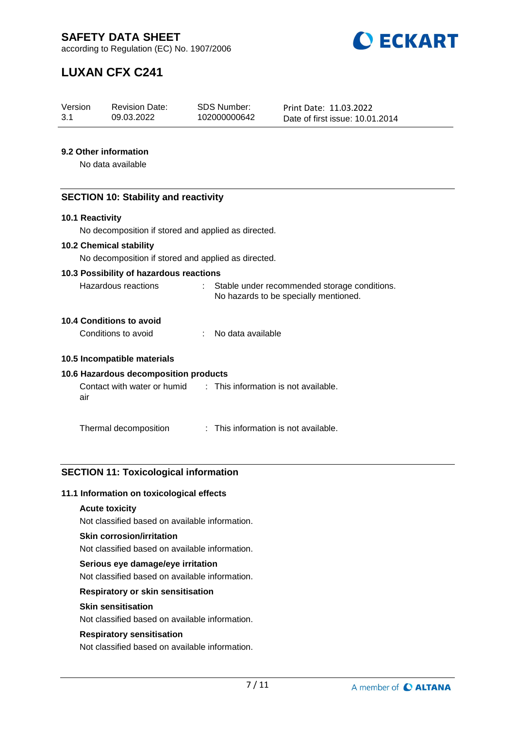### 9.2 Other information

No data available

## SECTION 10: Stability and reactivity

### 10.1 Reactivity

No decomposition if stored and applied as directed.

### 10.2 Chemical stability

No decomposition if stored and applied as directed.

### 10.3 Possibility of hazardous reactions

Hazardous reactions : Stable under recommended storage conditions. No hazards to be specially mentioned.

### 10.4 Conditions to avoid

Conditions to avoid : No data available

### 10.5 Incompatible materials

### 10.6 Hazardous decomposition products

Contact with water or humid air : This information is not available.

Thermal decomposition : This information is not available.

## SECTION 11: Toxicological information

### 11.1 Information on toxicological effects

**Acute toxicity**

Not classified based on available information.

**Skin corrosion/irritation**

Not classified based on available information.

**Serious eye damage/eye irritation**

Not classified based on available information.

**Respiratory or skin sensitisation**

**Skin sensitisation**

Not classified based on available information.

**Respiratory sensitisation**

Not classified based on available information.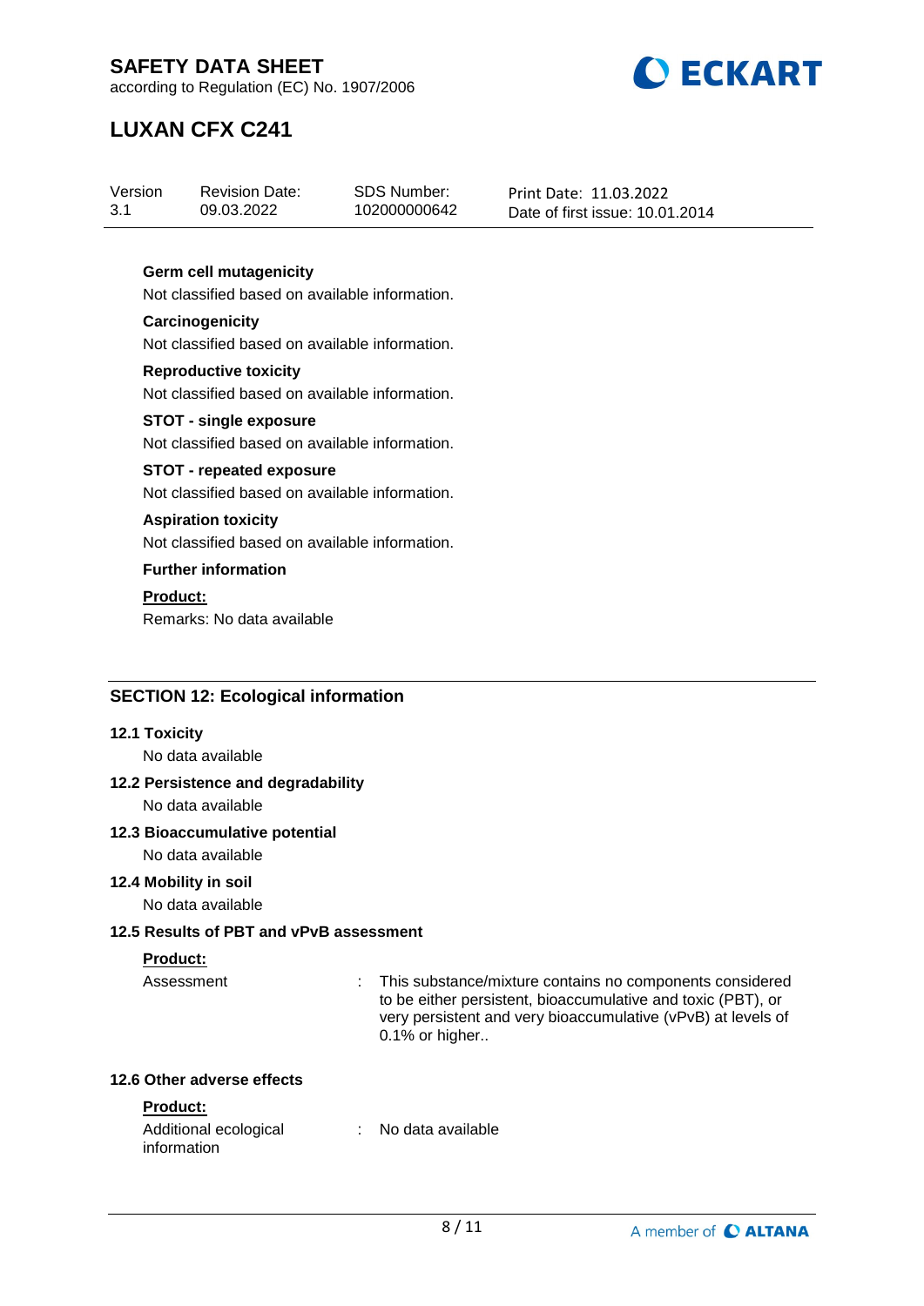**Germ cell mutagenicity**

Not classified based on available information.

**Carcinogenicity**

Not classified based on available information.

**Reproductive toxicity**

Not classified based on available information.

**STOT - single exposure**

Not classified based on available information.

**STOT - repeated exposure**

Not classified based on available information.

**Aspiration toxicity**

Not classified based on available information.

**Further information**

**Product:**

Remarks: No data available

## SECTION 12: Ecological information

### 12.1 Toxicity

No data available

### 12.2 Persistence and degradability

No data available

### 12.3 Bioaccumulative potential

No data available

### 12.4 Mobility in soil

No data available

### 12.5 Results of PBT and vPvB assessment

**Product:**

Assessment : This substance/mixture contains no components considered to be either persistent, bioaccumulative and toxic (PBT), or very persistent and very bioaccumulative (vPvB) at levels of 0.1% or higher..

### 12.6 Other adverse effects

**Product:**

Additional ecological information : No data available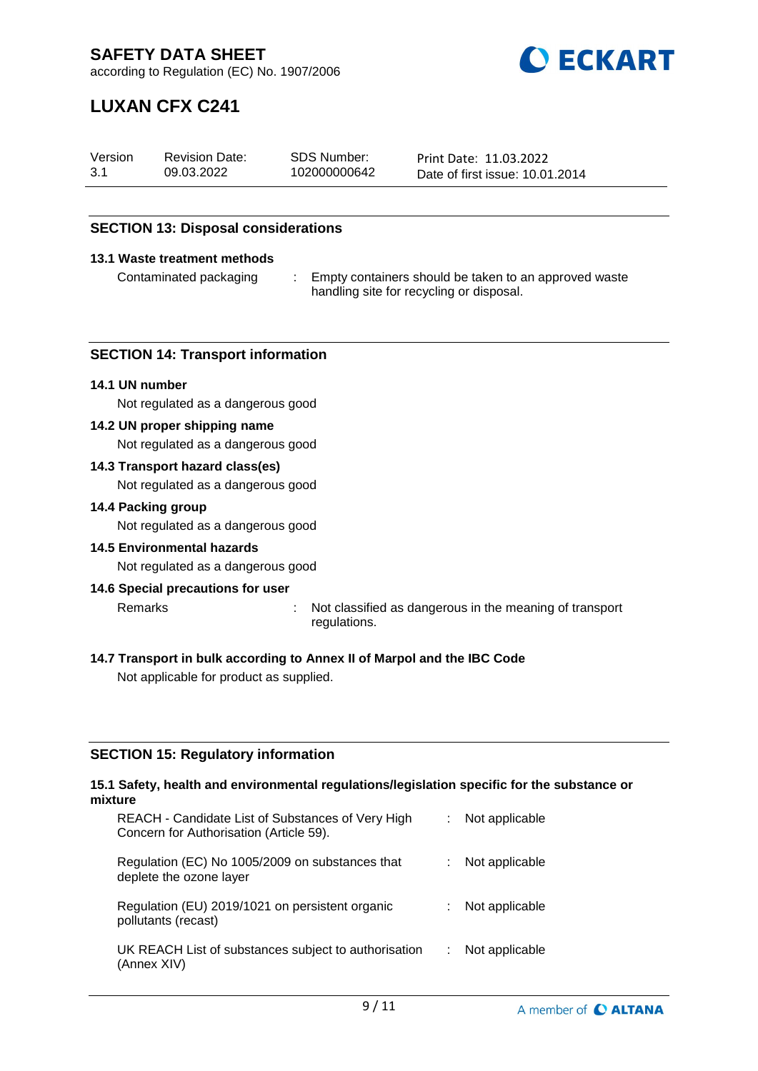## SECTION 13: Disposal considerations

### 13.1 Waste treatment methods

Contaminated packaging : Empty containers should be taken to an approved waste handling site for recycling or disposal.

## SECTION 14: Transport information

### 14.1 UN number

Not regulated as a dangerous good

### 14.2 UN proper shipping name

Not regulated as a dangerous good

### 14.3 Transport hazard class(es)

Not regulated as a dangerous good

### 14.4 Packing group

Not regulated as a dangerous good

### 14.5 Environmental hazards

Not regulated as a dangerous good

### 14.6 Special precautions for user

Remarks : Not classified as dangerous in the meaning of transport regulations.

### 14.7 Transport in bulk according to Annex II of Marpol and the IBC Code

Not applicable for product as supplied.

## SECTION 15: Regulatory information

### 15.1 Safety, health and environmental regulations/legislation specific for the substance or mixture

REACH - Candidate List of Substances of Very High Concern for Authorisation (Article 59). : Not applicable

Regulation (EC) No 1005/2009 on substances that deplete the ozone layer : Not applicable

Regulation (EU) 2019/1021 on persistent organic pollutants (recast) : Not applicable

UK REACH List of substances subject to authorisation (Annex XIV) : Not applicable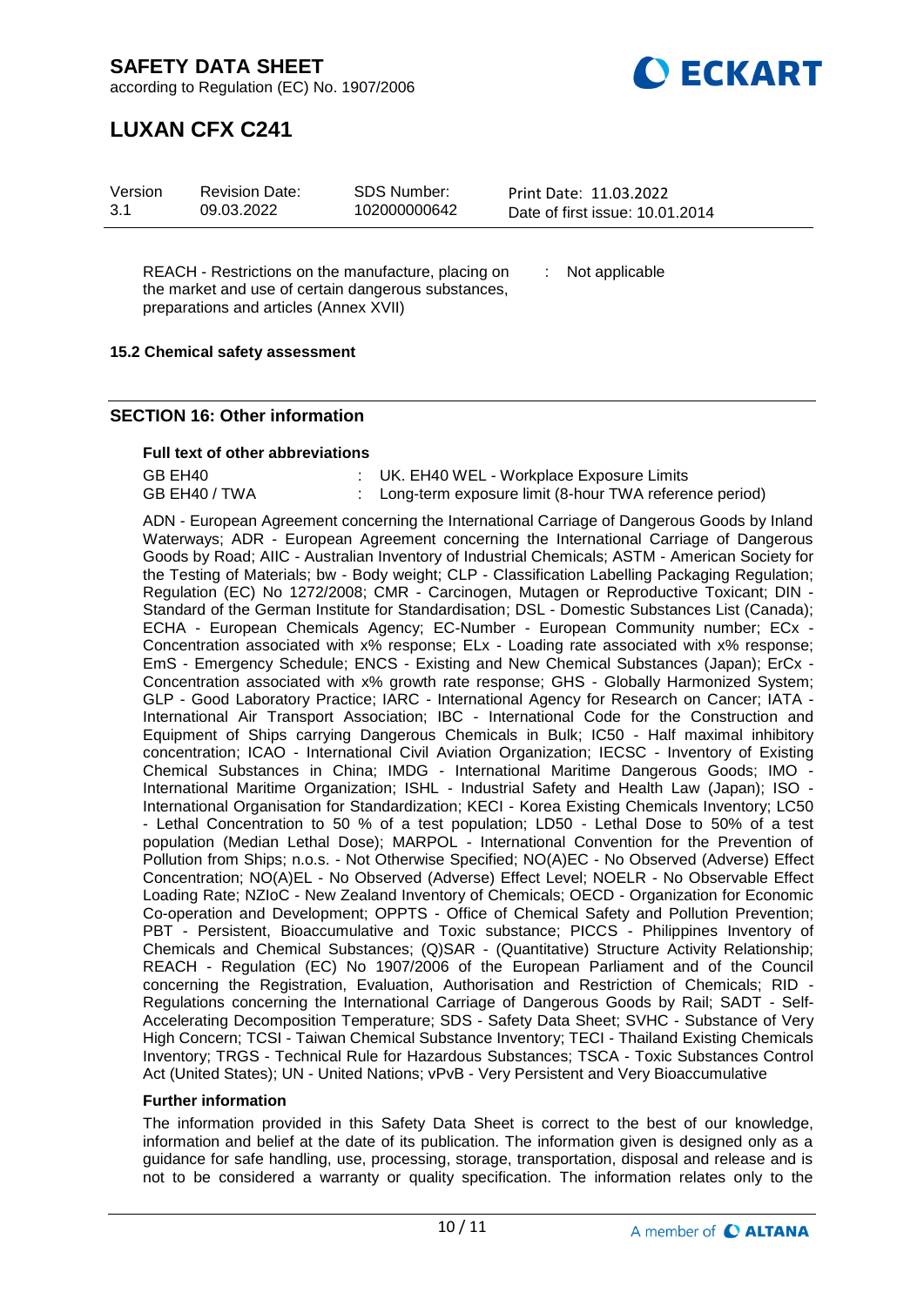| | | |
|---|---|---|
| REACH - Restrictions on the manufacture, placing on the market and use of certain dangerous substances, preparations and articles (Annex XVII) | : | Not applicable |

**15.2 Chemical safety assessment**

## SECTION 16: Other information

**Full text of other abbreviations**

| | | |
|---|---|---|
| GB EH40 | : | UK. EH40 WEL - Workplace Exposure Limits |
| GB EH40 / TWA | : | Long-term exposure limit (8-hour TWA reference period) |

ADN - European Agreement concerning the International Carriage of Dangerous Goods by Inland Waterways; ADR - European Agreement concerning the International Carriage of Dangerous Goods by Road; AIIC - Australian Inventory of Industrial Chemicals; ASTM - American Society for the Testing of Materials; bw - Body weight; CLP - Classification Labelling Packaging Regulation; Regulation (EC) No 1272/2008; CMR - Carcinogen, Mutagen or Reproductive Toxicant; DIN - Standard of the German Institute for Standardisation; DSL - Domestic Substances List (Canada); ECHA - European Chemicals Agency; EC-Number - European Community number; ECx - Concentration associated with x% response; ELx - Loading rate associated with x% response; EmS - Emergency Schedule; ENCS - Existing and New Chemical Substances (Japan); ErCx - Concentration associated with x% growth rate response; GHS - Globally Harmonized System; GLP - Good Laboratory Practice; IARC - International Agency for Research on Cancer; IATA - International Air Transport Association; IBC - International Code for the Construction and Equipment of Ships carrying Dangerous Chemicals in Bulk; IC50 - Half maximal inhibitory concentration; ICAO - International Civil Aviation Organization; IECSC - Inventory of Existing Chemical Substances in China; IMDG - International Maritime Dangerous Goods; IMO - International Maritime Organization; ISHL - Industrial Safety and Health Law (Japan); ISO - International Organisation for Standardization; KECI - Korea Existing Chemicals Inventory; LC50 - Lethal Concentration to 50 % of a test population; LD50 - Lethal Dose to 50% of a test population (Median Lethal Dose); MARPOL - International Convention for the Prevention of Pollution from Ships; n.o.s. - Not Otherwise Specified; NO(A)EC - No Observed (Adverse) Effect Concentration; NO(A)EL - No Observed (Adverse) Effect Level; NOELR - No Observable Effect Loading Rate; NZIoC - New Zealand Inventory of Chemicals; OECD - Organization for Economic Co-operation and Development; OPPTS - Office of Chemical Safety and Pollution Prevention; PBT - Persistent, Bioaccumulative and Toxic substance; PICCS - Philippines Inventory of Chemicals and Chemical Substances; (Q)SAR - (Quantitative) Structure Activity Relationship; REACH - Regulation (EC) No 1907/2006 of the European Parliament and of the Council concerning the Registration, Evaluation, Authorisation and Restriction of Chemicals; RID - Regulations concerning the International Carriage of Dangerous Goods by Rail; SADT - Self-Accelerating Decomposition Temperature; SDS - Safety Data Sheet; SVHC - Substance of Very High Concern; TCSI - Taiwan Chemical Substance Inventory; TECI - Thailand Existing Chemicals Inventory; TRGS - Technical Rule for Hazardous Substances; TSCA - Toxic Substances Control Act (United States); UN - United Nations; vPvB - Very Persistent and Very Bioaccumulative

**Further information**

The information provided in this Safety Data Sheet is correct to the best of our knowledge, information and belief at the date of its publication. The information given is designed only as a guidance for safe handling, use, processing, storage, transportation, disposal and release and is not to be considered a warranty or quality specification. The information relates only to the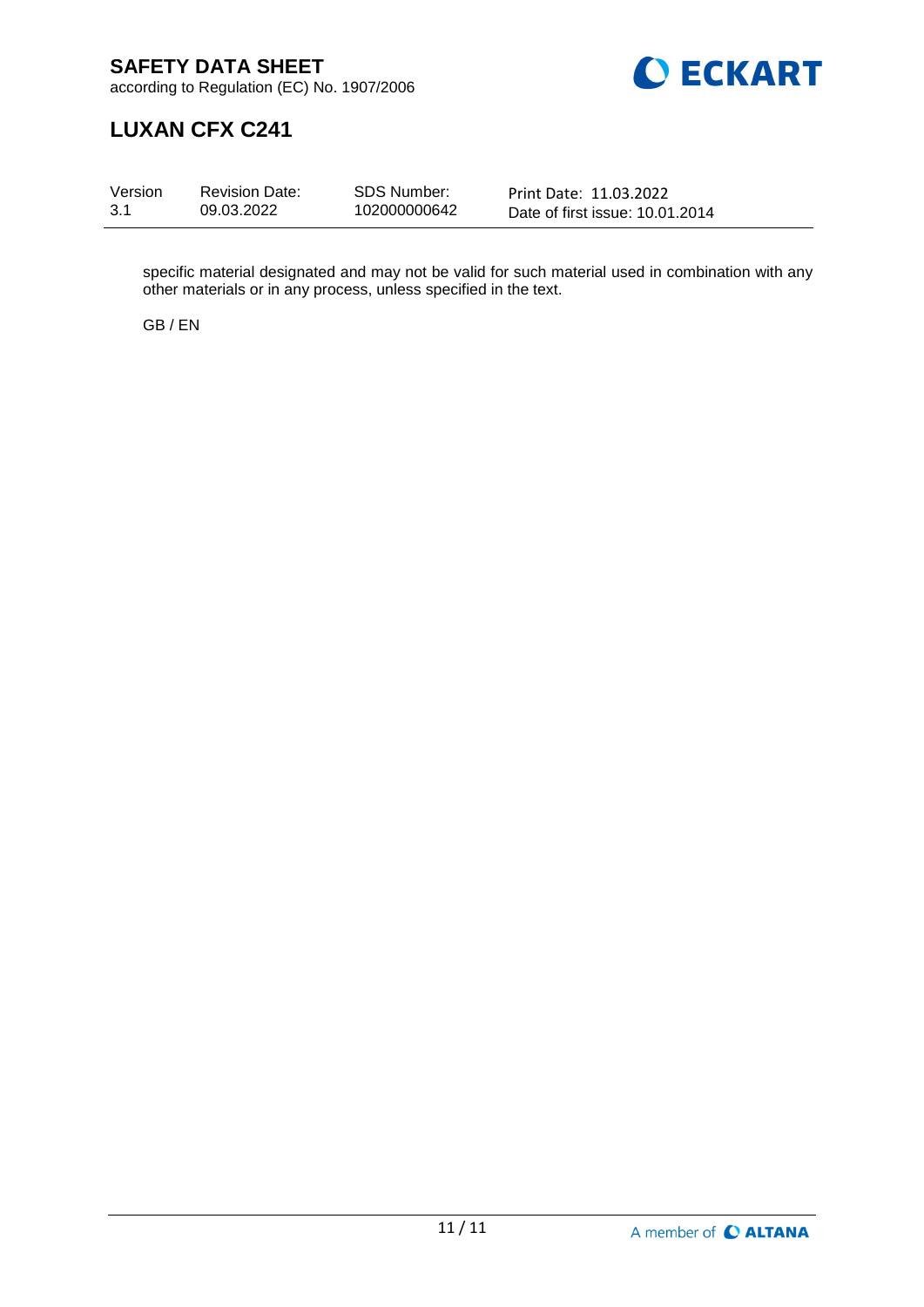specific material designated and may not be valid for such material used in combination with any other materials or in any process, unless specified in the text.

GB / EN